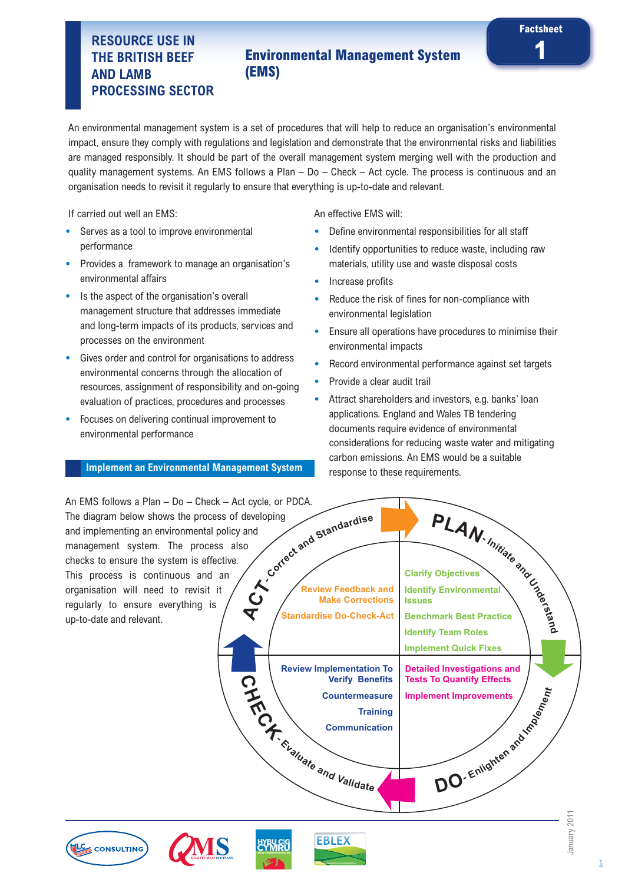# RESOURCE USE IN THE BRITISH BEEF AND LAMB PROCESSING SECTOR

## Environmental Management System (EMS)

Factsheet 1

An environmental management system is a set of procedures that will help to reduce an organisation's environmental impact, ensure they comply with regulations and legislation and demonstrate that the environmental risks and liabilities are managed responsibly. It should be part of the overall management system merging well with the production and quality management systems. An EMS follows a Plan – Do – Check – Act cycle. The process is continuous and an organisation needs to revisit it regularly to ensure that everything is up-to-date and relevant.

If carried out well an EMS:

- Serves as a tool to improve environmental performance
- Provides a framework to manage an organisation's environmental affairs
- Is the aspect of the organisation's overall management structure that addresses immediate and long-term impacts of its products, services and processes on the environment
- Gives order and control for organisations to address environmental concerns through the allocation of resources, assignment of responsibility and on-going evaluation of practices, procedures and processes
- Focuses on delivering continual improvement to environmental performance

An effective EMS will:

- Define environmental responsibilities for all staff
- Identify opportunities to reduce waste, including raw materials, utility use and waste disposal costs
- Increase profits
- Reduce the risk of fines for non-compliance with environmental legislation
- Ensure all operations have procedures to minimise their environmental impacts
- Record environmental performance against set targets
- Provide a clear audit trail
- Attract shareholders and investors, e.g. banks' loan applications. England and Wales TB tendering documents require evidence of environmental considerations for reducing waste water and mitigating carbon emissions. An EMS would be a suitable response to these requirements.

### Implement an Environmental Management System

An EMS follows a Plan – Do – Check – Act cycle, or PDCA. The diagram below shows the process of developing and implementing an environmental policy and management system. The process also checks to ensure the system is effective. This process is continuous and an organisation will need to revisit it regularly to ensure everything is up-to-date and relevant.

**PLAN - Initiate and Understand**
- Clarify Objectives
- Identify Environmental Issues
- Benchmark Best Practice
- Identify Team Roles
- Implement Quick Fixes

**DO - Enlighten and Implement**
- Detailed Investigations and Tests To Quantify Effects
- Implement Improvements

**CHECK - Evaluate and Validate**
- Review Implementation To Verify Benefits
- Countermeasure
- Training
- Communication

**ACT - Correct and Standardise**
- Review Feedback and Make Corrections
- Standardise Do-Check-Act

January 2011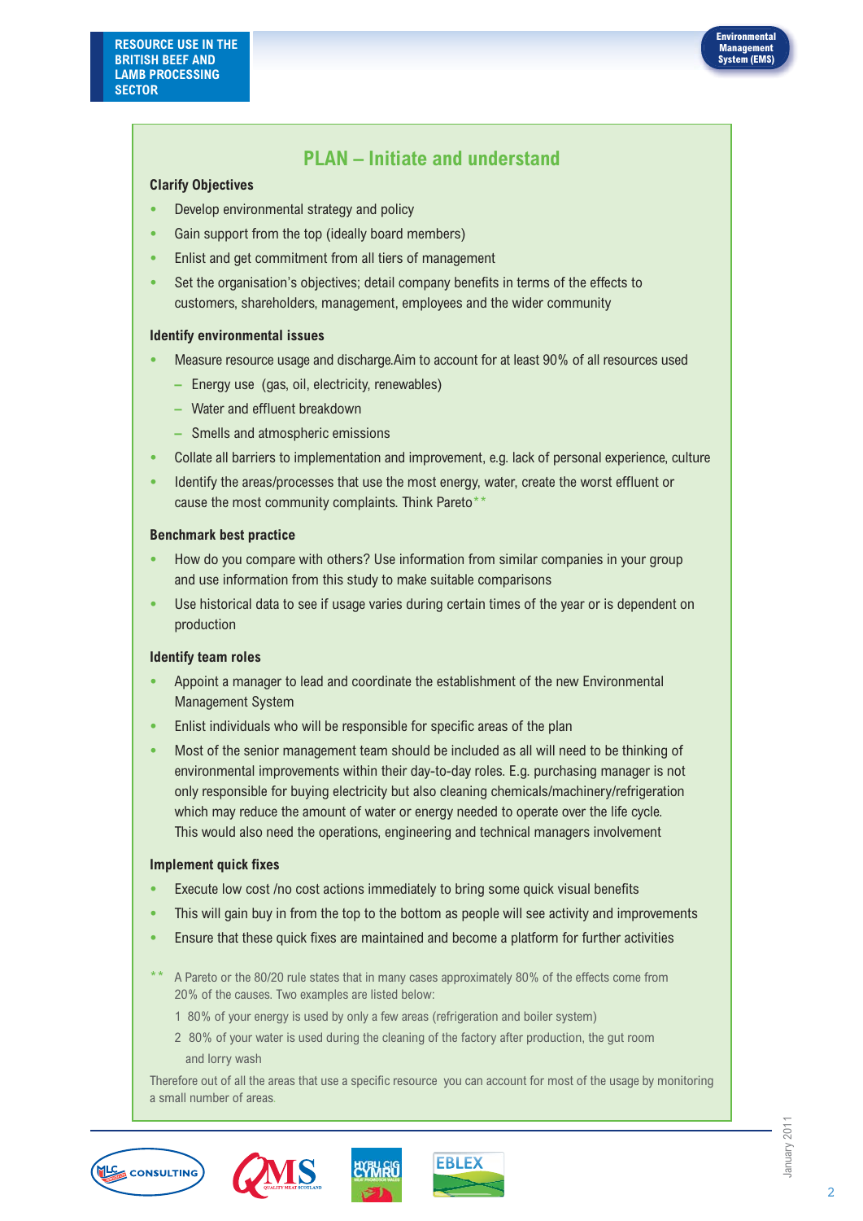## PLAN – Initiate and understand

### Clarify Objectives

- Develop environmental strategy and policy
- Gain support from the top (ideally board members)
- Enlist and get commitment from all tiers of management
- Set the organisation's objectives; detail company benefits in terms of the effects to customers, shareholders, management, employees and the wider community

### Identify environmental issues

- Measure resource usage and discharge.Aim to account for at least 90% of all resources used
  - Energy use (gas, oil, electricity, renewables)
  - Water and effluent breakdown
  - Smells and atmospheric emissions
- Collate all barriers to implementation and improvement, e.g. lack of personal experience, culture
- Identify the areas/processes that use the most energy, water, create the worst effluent or cause the most community complaints. Think Pareto**

### Benchmark best practice

- How do you compare with others? Use information from similar companies in your group and use information from this study to make suitable comparisons
- Use historical data to see if usage varies during certain times of the year or is dependent on production

### Identify team roles

- Appoint a manager to lead and coordinate the establishment of the new Environmental Management System
- Enlist individuals who will be responsible for specific areas of the plan
- Most of the senior management team should be included as all will need to be thinking of environmental improvements within their day-to-day roles. E.g. purchasing manager is not only responsible for buying electricity but also cleaning chemicals/machinery/refrigeration which may reduce the amount of water or energy needed to operate over the life cycle. This would also need the operations, engineering and technical managers involvement

### Implement quick fixes

- Execute low cost /no cost actions immediately to bring some quick visual benefits
- This will gain buy in from the top to the bottom as people will see activity and improvements
- Ensure that these quick fixes are maintained and become a platform for further activities

** A Pareto or the 80/20 rule states that in many cases approximately 80% of the effects come from 20% of the causes. Two examples are listed below:

1 80% of your energy is used by only a few areas (refrigeration and boiler system)

2 80% of your water is used during the cleaning of the factory after production, the gut room and lorry wash

Therefore out of all the areas that use a specific resource you can account for most of the usage by monitoring a small number of areas.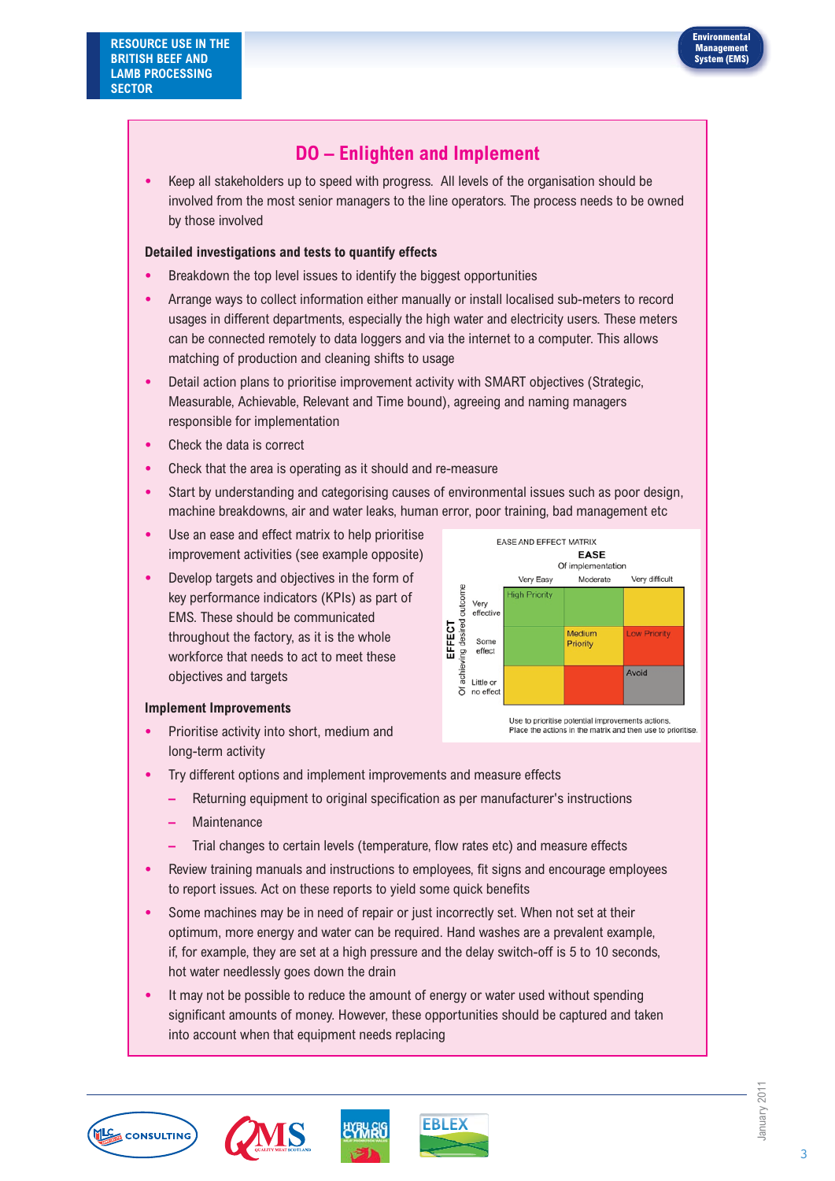## DO – Enlighten and Implement

- Keep all stakeholders up to speed with progress. All levels of the organisation should be involved from the most senior managers to the line operators. The process needs to be owned by those involved

**Detailed investigations and tests to quantify effects**

- Breakdown the top level issues to identify the biggest opportunities
- Arrange ways to collect information either manually or install localised sub-meters to record usages in different departments, especially the high water and electricity users. These meters can be connected remotely to data loggers and via the internet to a computer. This allows matching of production and cleaning shifts to usage
- Detail action plans to prioritise improvement activity with SMART objectives (Strategic, Measurable, Achievable, Relevant and Time bound), agreeing and naming managers responsible for implementation
- Check the data is correct
- Check that the area is operating as it should and re-measure
- Start by understanding and categorising causes of environmental issues such as poor design, machine breakdowns, air and water leaks, human error, poor training, bad management etc
- Use an ease and effect matrix to help prioritise improvement activities (see example opposite)
- Develop targets and objectives in the form of key performance indicators (KPIs) as part of EMS. These should be communicated throughout the factory, as it is the whole workforce that needs to act to meet these objectives and targets

EASE AND EFFECT MATRIX

| EFFECT (Of achieving desired outcome) \ EASE (Of implementation) | Very Easy | Moderate | Very difficult |
|---|---|---|---|
| Very effective | High Priority | | |
| Some effect | | Medium Priority | Low Priority |
| Little or no effect | | | Avoid |

Use to prioritise potential improvements actions. Place the actions in the matrix and then use to prioritise.

**Implement Improvements**

- Prioritise activity into short, medium and long-term activity
- Try different options and implement improvements and measure effects
  - Returning equipment to original specification as per manufacturer's instructions
  - Maintenance
  - Trial changes to certain levels (temperature, flow rates etc) and measure effects
- Review training manuals and instructions to employees, fit signs and encourage employees to report issues. Act on these reports to yield some quick benefits
- Some machines may be in need of repair or just incorrectly set. When not set at their optimum, more energy and water can be required. Hand washes are a prevalent example, if, for example, they are set at a high pressure and the delay switch-off is 5 to 10 seconds, hot water needlessly goes down the drain
- It may not be possible to reduce the amount of energy or water used without spending significant amounts of money. However, these opportunities should be captured and taken into account when that equipment needs replacing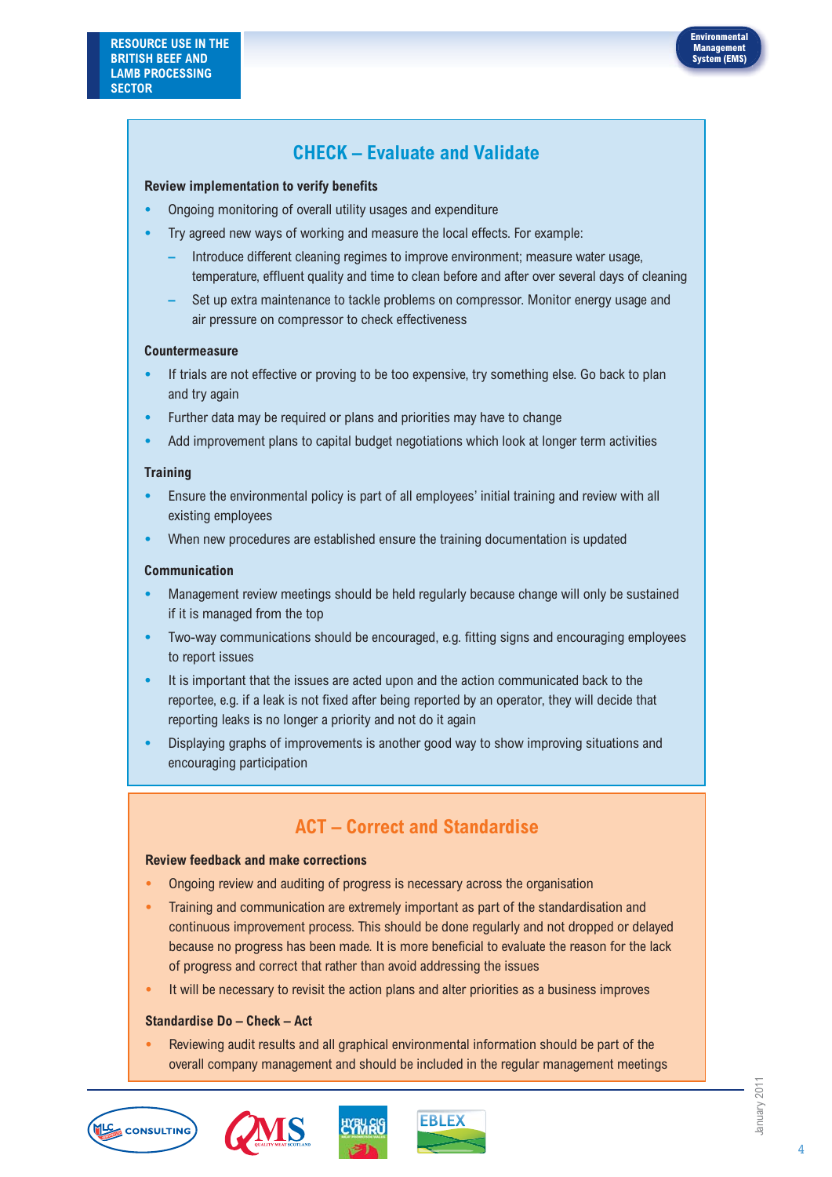## CHECK – Evaluate and Validate

**Review implementation to verify benefits**

- Ongoing monitoring of overall utility usages and expenditure
- Try agreed new ways of working and measure the local effects. For example:
  - Introduce different cleaning regimes to improve environment; measure water usage, temperature, effluent quality and time to clean before and after over several days of cleaning
  - Set up extra maintenance to tackle problems on compressor. Monitor energy usage and air pressure on compressor to check effectiveness

**Countermeasure**

- If trials are not effective or proving to be too expensive, try something else. Go back to plan and try again
- Further data may be required or plans and priorities may have to change
- Add improvement plans to capital budget negotiations which look at longer term activities

**Training**

- Ensure the environmental policy is part of all employees' initial training and review with all existing employees
- When new procedures are established ensure the training documentation is updated

**Communication**

- Management review meetings should be held regularly because change will only be sustained if it is managed from the top
- Two-way communications should be encouraged, e.g. fitting signs and encouraging employees to report issues
- It is important that the issues are acted upon and the action communicated back to the reportee, e.g. if a leak is not fixed after being reported by an operator, they will decide that reporting leaks is no longer a priority and not do it again
- Displaying graphs of improvements is another good way to show improving situations and encouraging participation

## ACT – Correct and Standardise

**Review feedback and make corrections**

- Ongoing review and auditing of progress is necessary across the organisation
- Training and communication are extremely important as part of the standardisation and continuous improvement process. This should be done regularly and not dropped or delayed because no progress has been made. It is more beneficial to evaluate the reason for the lack of progress and correct that rather than avoid addressing the issues
- It will be necessary to revisit the action plans and alter priorities as a business improves

**Standardise Do – Check – Act**

- Reviewing audit results and all graphical environmental information should be part of the overall company management and should be included in the regular management meetings